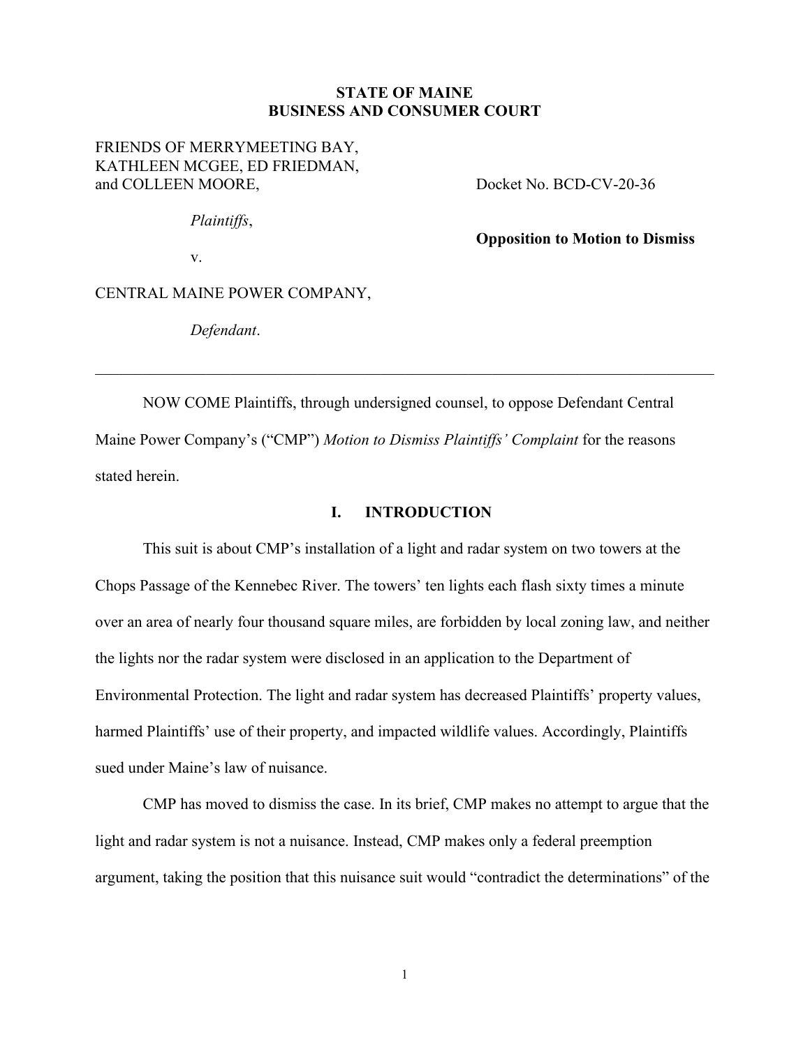**STATE OF MAINE**
**BUSINESS AND CONSUMER COURT**

FRIENDS OF MERRYMEETING BAY,
KATHLEEN MCGEE, ED FRIEDMAN,
and COLLEEN MOORE,

*Plaintiffs*,

v.

CENTRAL MAINE POWER COMPANY,

*Defendant*.

Docket No. BCD-CV-20-36

**Opposition to Motion to Dismiss**

---

NOW COME Plaintiffs, through undersigned counsel, to oppose Defendant Central Maine Power Company's ("CMP") *Motion to Dismiss Plaintiffs' Complaint* for the reasons stated herein.

## I. INTRODUCTION

This suit is about CMP's installation of a light and radar system on two towers at the Chops Passage of the Kennebec River. The towers' ten lights each flash sixty times a minute over an area of nearly four thousand square miles, are forbidden by local zoning law, and neither the lights nor the radar system were disclosed in an application to the Department of Environmental Protection. The light and radar system has decreased Plaintiffs' property values, harmed Plaintiffs' use of their property, and impacted wildlife values. Accordingly, Plaintiffs sued under Maine's law of nuisance.

CMP has moved to dismiss the case. In its brief, CMP makes no attempt to argue that the light and radar system is not a nuisance. Instead, CMP makes only a federal preemption argument, taking the position that this nuisance suit would "contradict the determinations" of the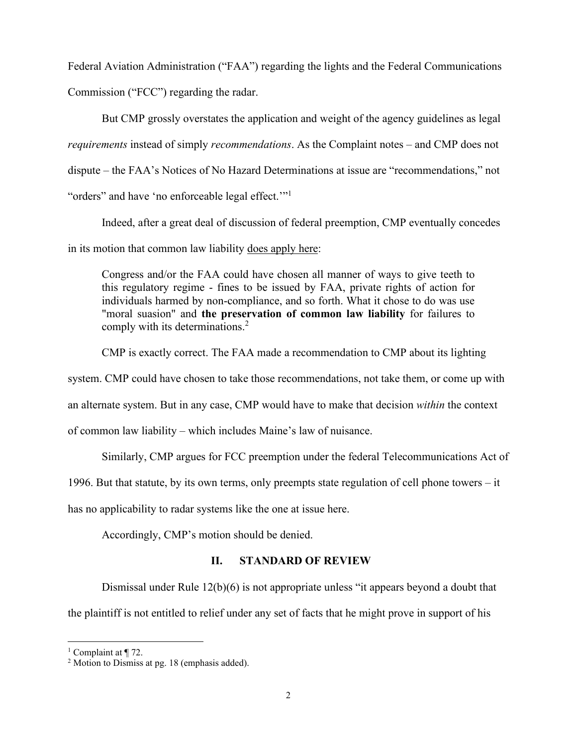Federal Aviation Administration ("FAA") regarding the lights and the Federal Communications Commission ("FCC") regarding the radar.

But CMP grossly overstates the application and weight of the agency guidelines as legal *requirements* instead of simply *recommendations*. As the Complaint notes – and CMP does not dispute – the FAA's Notices of No Hazard Determinations at issue are "recommendations," not "orders" and have 'no enforceable legal effect.'"[1]

Indeed, after a great deal of discussion of federal preemption, CMP eventually concedes in its motion that common law liability <u>does apply here</u>:

> Congress and/or the FAA could have chosen all manner of ways to give teeth to this regulatory regime - fines to be issued by FAA, private rights of action for individuals harmed by non-compliance, and so forth. What it chose to do was use "moral suasion" and **the preservation of common law liability** for failures to comply with its determinations.[2]

CMP is exactly correct. The FAA made a recommendation to CMP about its lighting system. CMP could have chosen to take those recommendations, not take them, or come up with an alternate system. But in any case, CMP would have to make that decision *within* the context of common law liability – which includes Maine's law of nuisance.

Similarly, CMP argues for FCC preemption under the federal Telecommunications Act of 1996. But that statute, by its own terms, only preempts state regulation of cell phone towers – it has no applicability to radar systems like the one at issue here.

Accordingly, CMP's motion should be denied.

## II. STANDARD OF REVIEW

Dismissal under Rule 12(b)(6) is not appropriate unless "it appears beyond a doubt that the plaintiff is not entitled to relief under any set of facts that he might prove in support of his

---

[1] Complaint at ¶ 72.

[2] Motion to Dismiss at pg. 18 (emphasis added).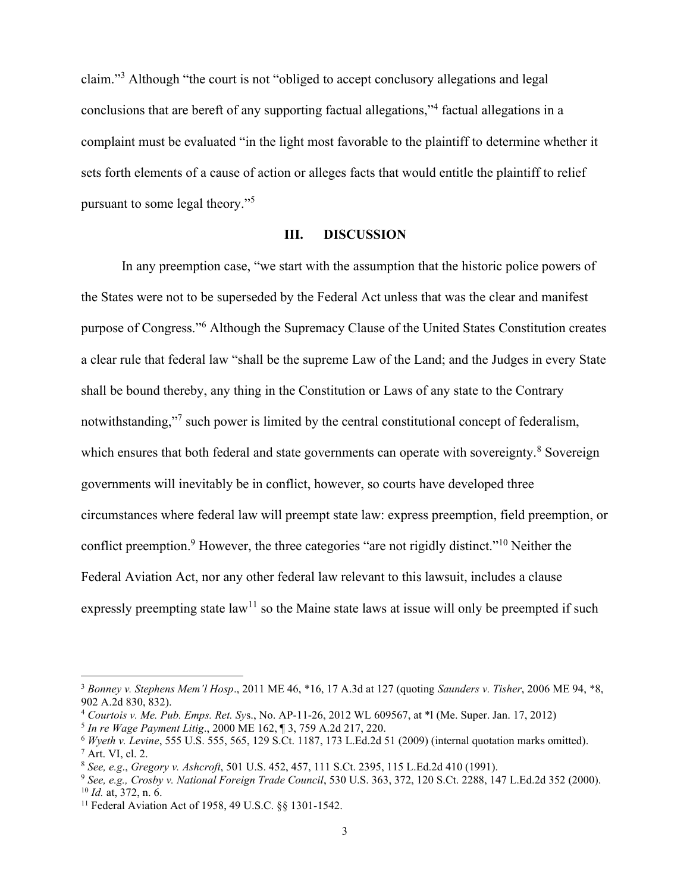claim."[3] Although "the court is not "obliged to accept conclusory allegations and legal conclusions that are bereft of any supporting factual allegations,"[4] factual allegations in a complaint must be evaluated "in the light most favorable to the plaintiff to determine whether it sets forth elements of a cause of action or alleges facts that would entitle the plaintiff to relief pursuant to some legal theory."[5]

## III. DISCUSSION

In any preemption case, "we start with the assumption that the historic police powers of the States were not to be superseded by the Federal Act unless that was the clear and manifest purpose of Congress."[6] Although the Supremacy Clause of the United States Constitution creates a clear rule that federal law "shall be the supreme Law of the Land; and the Judges in every State shall be bound thereby, any thing in the Constitution or Laws of any state to the Contrary notwithstanding,"[7] such power is limited by the central constitutional concept of federalism, which ensures that both federal and state governments can operate with sovereignty.[8] Sovereign governments will inevitably be in conflict, however, so courts have developed three circumstances where federal law will preempt state law: express preemption, field preemption, or conflict preemption.[9] However, the three categories "are not rigidly distinct."[10] Neither the Federal Aviation Act, nor any other federal law relevant to this lawsuit, includes a clause expressly preempting state law[11] so the Maine state laws at issue will only be preempted if such

---

[3] *Bonney v. Stephens Mem'l Hosp*., 2011 ME 46, *16, 17 A.3d at 127 (quoting *Saunders v. Tisher*, 2006 ME 94, *8, 902 A.2d 830, 832).

[4] *Courtois v. Me. Pub. Emps. Ret. Sys*., No. AP-11-26, 2012 WL 609567, at *l (Me. Super. Jan. 17, 2012)

[5] *In re Wage Payment Litig*., 2000 ME 162, ¶ 3, 759 A.2d 217, 220.

[6] *Wyeth v. Levine*, 555 U.S. 555, 565, 129 S.Ct. 1187, 173 L.Ed.2d 51 (2009) (internal quotation marks omitted).

[7] Art. VI, cl. 2.

[8] *See, e.g*., *Gregory v. Ashcroft*, 501 U.S. 452, 457, 111 S.Ct. 2395, 115 L.Ed.2d 410 (1991).

[9] *See, e.g., Crosby v. National Foreign Trade Council*, 530 U.S. 363, 372, 120 S.Ct. 2288, 147 L.Ed.2d 352 (2000).

[10] *Id.* at, 372, n. 6.

[11] Federal Aviation Act of 1958, 49 U.S.C. §§ 1301-1542.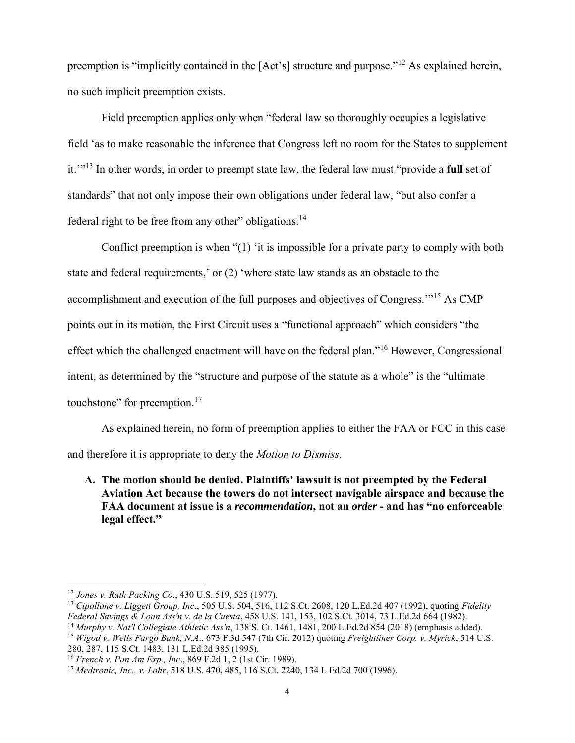preemption is "implicitly contained in the [Act's] structure and purpose."[12] As explained herein, no such implicit preemption exists.

Field preemption applies only when "federal law so thoroughly occupies a legislative field 'as to make reasonable the inference that Congress left no room for the States to supplement it.'"[13] In other words, in order to preempt state law, the federal law must "provide a **full** set of standards" that not only impose their own obligations under federal law, "but also confer a federal right to be free from any other" obligations.[14]

Conflict preemption is when "(1) 'it is impossible for a private party to comply with both state and federal requirements,' or (2) 'where state law stands as an obstacle to the accomplishment and execution of the full purposes and objectives of Congress.'"[15] As CMP points out in its motion, the First Circuit uses a "functional approach" which considers "the effect which the challenged enactment will have on the federal plan."[16] However, Congressional intent, as determined by the "structure and purpose of the statute as a whole" is the "ultimate touchstone" for preemption.[17]

As explained herein, no form of preemption applies to either the FAA or FCC in this case and therefore it is appropriate to deny the *Motion to Dismiss*.

**A. The motion should be denied. Plaintiffs' lawsuit is not preempted by the Federal Aviation Act because the towers do not intersect navigable airspace and because the FAA document at issue is a *recommendation*, not an *order* - and has "no enforceable legal effect."**

---

[12] *Jones v. Rath Packing Co*., 430 U.S. 519, 525 (1977).

[13] *Cipollone v. Liggett Group, Inc*., 505 U.S. 504, 516, 112 S.Ct. 2608, 120 L.Ed.2d 407 (1992), quoting *Fidelity Federal Savings & Loan Ass'n v. de la Cuesta*, 458 U.S. 141, 153, 102 S.Ct. 3014, 73 L.Ed.2d 664 (1982).

[14] *Murphy v. Nat'l Collegiate Athletic Ass'n*, 138 S. Ct. 1461, 1481, 200 L.Ed.2d 854 (2018) (emphasis added).

[15] *Wigod v. Wells Fargo Bank, N.A*., 673 F.3d 547 (7th Cir. 2012) quoting *Freightliner Corp. v. Myrick*, 514 U.S. 280, 287, 115 S.Ct. 1483, 131 L.Ed.2d 385 (1995).

[16] *French v. Pan Am Exp., Inc*., 869 F.2d 1, 2 (1st Cir. 1989).

[17] *Medtronic, Inc., v. Lohr*, 518 U.S. 470, 485, 116 S.Ct. 2240, 134 L.Ed.2d 700 (1996).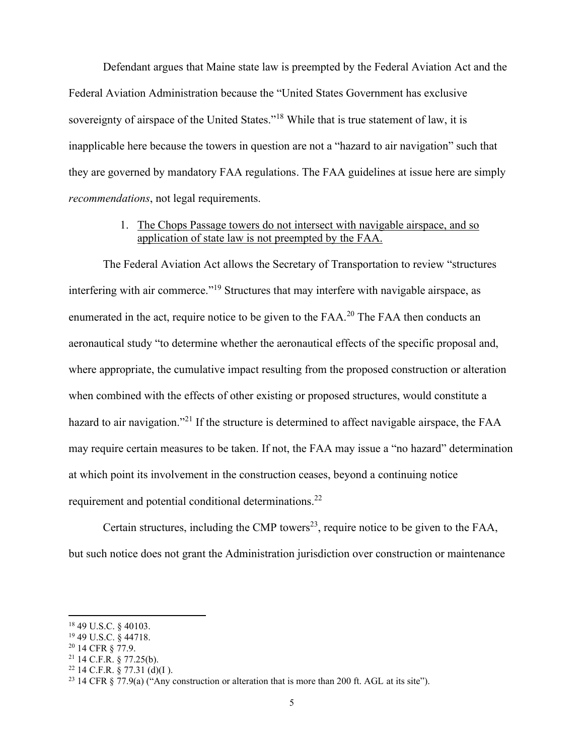Defendant argues that Maine state law is preempted by the Federal Aviation Act and the Federal Aviation Administration because the "United States Government has exclusive sovereignty of airspace of the United States."[18] While that is true statement of law, it is inapplicable here because the towers in question are not a "hazard to air navigation" such that they are governed by mandatory FAA regulations. The FAA guidelines at issue here are simply *recommendations*, not legal requirements.

1. <u>The Chops Passage towers do not intersect with navigable airspace, and so application of state law is not preempted by the FAA.</u>

The Federal Aviation Act allows the Secretary of Transportation to review "structures interfering with air commerce."[19] Structures that may interfere with navigable airspace, as enumerated in the act, require notice to be given to the FAA.[20] The FAA then conducts an aeronautical study "to determine whether the aeronautical effects of the specific proposal and, where appropriate, the cumulative impact resulting from the proposed construction or alteration when combined with the effects of other existing or proposed structures, would constitute a hazard to air navigation."[21] If the structure is determined to affect navigable airspace, the FAA may require certain measures to be taken. If not, the FAA may issue a "no hazard" determination at which point its involvement in the construction ceases, beyond a continuing notice requirement and potential conditional determinations.[22]

Certain structures, including the CMP towers[23], require notice to be given to the FAA, but such notice does not grant the Administration jurisdiction over construction or maintenance

---

[18] 49 U.S.C. § 40103.
[19] 49 U.S.C. § 44718.
[20] 14 CFR § 77.9.
[21] 14 C.F.R. § 77.25(b).
[22] 14 C.F.R. § 77.31 (d)(I ).
[23] 14 CFR § 77.9(a) ("Any construction or alteration that is more than 200 ft. AGL at its site").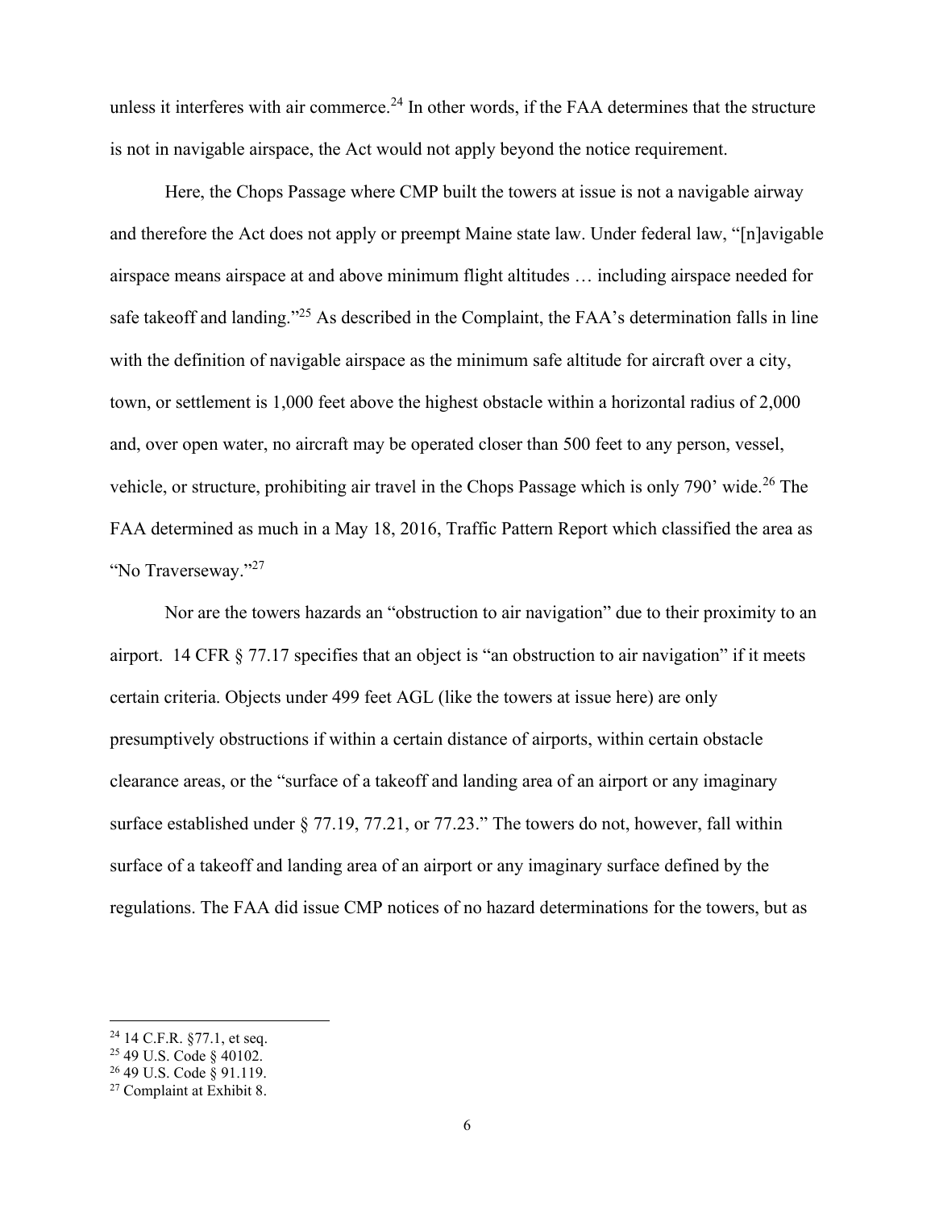unless it interferes with air commerce.[24] In other words, if the FAA determines that the structure is not in navigable airspace, the Act would not apply beyond the notice requirement.

Here, the Chops Passage where CMP built the towers at issue is not a navigable airway and therefore the Act does not apply or preempt Maine state law. Under federal law, "[n]avigable airspace means airspace at and above minimum flight altitudes … including airspace needed for safe takeoff and landing."[25] As described in the Complaint, the FAA's determination falls in line with the definition of navigable airspace as the minimum safe altitude for aircraft over a city, town, or settlement is 1,000 feet above the highest obstacle within a horizontal radius of 2,000 and, over open water, no aircraft may be operated closer than 500 feet to any person, vessel, vehicle, or structure, prohibiting air travel in the Chops Passage which is only 790' wide.[26] The FAA determined as much in a May 18, 2016, Traffic Pattern Report which classified the area as "No Traverseway."[27]

Nor are the towers hazards an "obstruction to air navigation" due to their proximity to an airport. 14 CFR § 77.17 specifies that an object is "an obstruction to air navigation" if it meets certain criteria. Objects under 499 feet AGL (like the towers at issue here) are only presumptively obstructions if within a certain distance of airports, within certain obstacle clearance areas, or the "surface of a takeoff and landing area of an airport or any imaginary surface established under § 77.19, 77.21, or 77.23." The towers do not, however, fall within surface of a takeoff and landing area of an airport or any imaginary surface defined by the regulations. The FAA did issue CMP notices of no hazard determinations for the towers, but as

---

[24] 14 C.F.R. §77.1, et seq.

[25] 49 U.S. Code § 40102.

[26] 49 U.S. Code § 91.119.

[27] Complaint at Exhibit 8.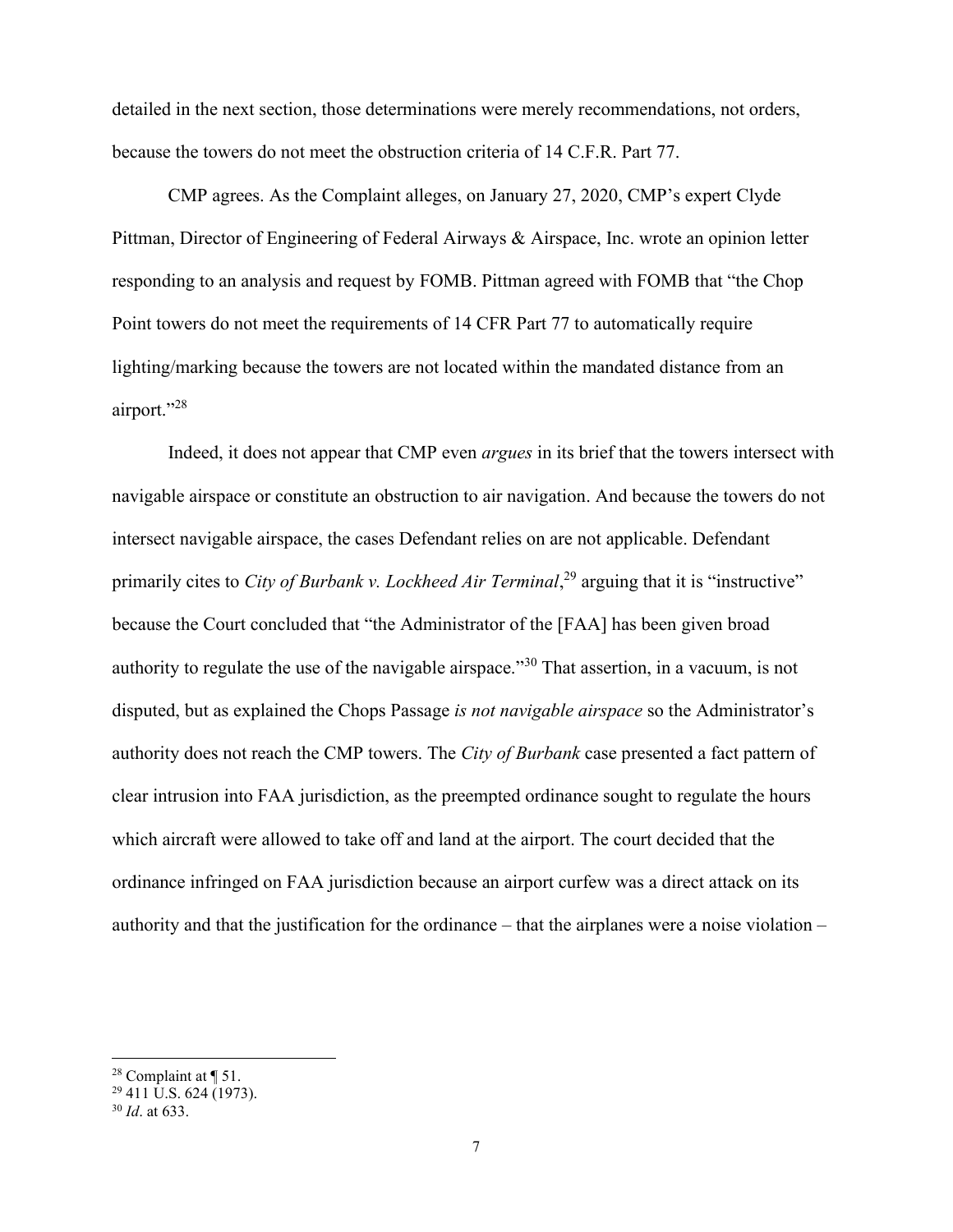detailed in the next section, those determinations were merely recommendations, not orders, because the towers do not meet the obstruction criteria of 14 C.F.R. Part 77.

CMP agrees. As the Complaint alleges, on January 27, 2020, CMP's expert Clyde Pittman, Director of Engineering of Federal Airways & Airspace, Inc. wrote an opinion letter responding to an analysis and request by FOMB. Pittman agreed with FOMB that "the Chop Point towers do not meet the requirements of 14 CFR Part 77 to automatically require lighting/marking because the towers are not located within the mandated distance from an airport."[28]

Indeed, it does not appear that CMP even *argues* in its brief that the towers intersect with navigable airspace or constitute an obstruction to air navigation. And because the towers do not intersect navigable airspace, the cases Defendant relies on are not applicable. Defendant primarily cites to *City of Burbank v. Lockheed Air Terminal*,[29] arguing that it is "instructive" because the Court concluded that "the Administrator of the [FAA] has been given broad authority to regulate the use of the navigable airspace."[30] That assertion, in a vacuum, is not disputed, but as explained the Chops Passage *is not navigable airspace* so the Administrator's authority does not reach the CMP towers. The *City of Burbank* case presented a fact pattern of clear intrusion into FAA jurisdiction, as the preempted ordinance sought to regulate the hours which aircraft were allowed to take off and land at the airport. The court decided that the ordinance infringed on FAA jurisdiction because an airport curfew was a direct attack on its authority and that the justification for the ordinance – that the airplanes were a noise violation –

---

[28] Complaint at ¶ 51.

[29] 411 U.S. 624 (1973).

[30] *Id*. at 633.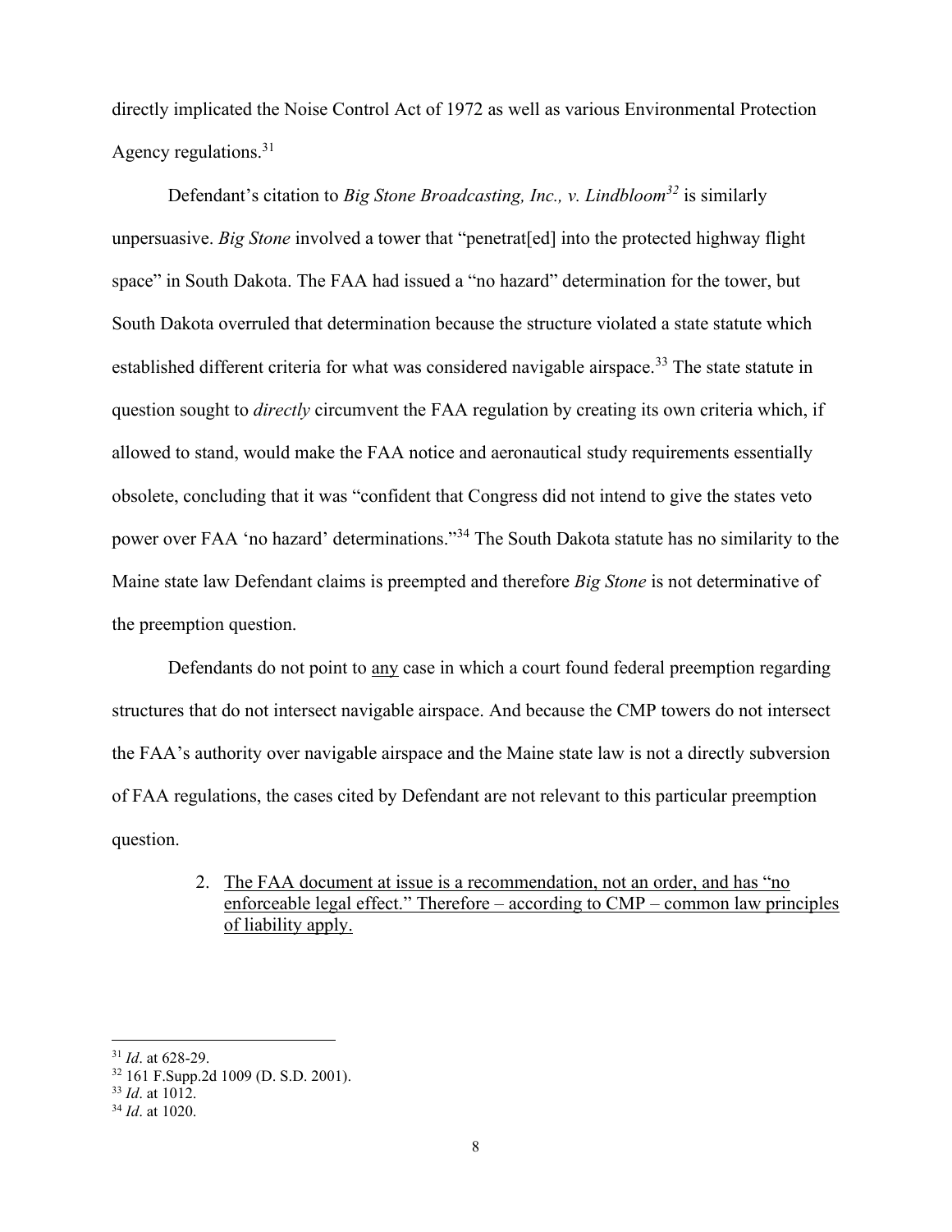directly implicated the Noise Control Act of 1972 as well as various Environmental Protection Agency regulations.[31]

Defendant's citation to *Big Stone Broadcasting, Inc., v. Lindbloom*[32] is similarly unpersuasive. *Big Stone* involved a tower that "penetrat[ed] into the protected highway flight space" in South Dakota. The FAA had issued a "no hazard" determination for the tower, but South Dakota overruled that determination because the structure violated a state statute which established different criteria for what was considered navigable airspace.[33] The state statute in question sought to *directly* circumvent the FAA regulation by creating its own criteria which, if allowed to stand, would make the FAA notice and aeronautical study requirements essentially obsolete, concluding that it was "confident that Congress did not intend to give the states veto power over FAA 'no hazard' determinations."[34] The South Dakota statute has no similarity to the Maine state law Defendant claims is preempted and therefore *Big Stone* is not determinative of the preemption question.

Defendants do not point to <u>any</u> case in which a court found federal preemption regarding structures that do not intersect navigable airspace. And because the CMP towers do not intersect the FAA's authority over navigable airspace and the Maine state law is not a directly subversion of FAA regulations, the cases cited by Defendant are not relevant to this particular preemption question.

2. <u>The FAA document at issue is a recommendation, not an order, and has "no enforceable legal effect." Therefore – according to CMP – common law principles of liability apply.</u>

---

[31] *Id*. at 628-29.

[32] 161 F.Supp.2d 1009 (D. S.D. 2001).

[33] *Id*. at 1012.

[34] *Id*. at 1020.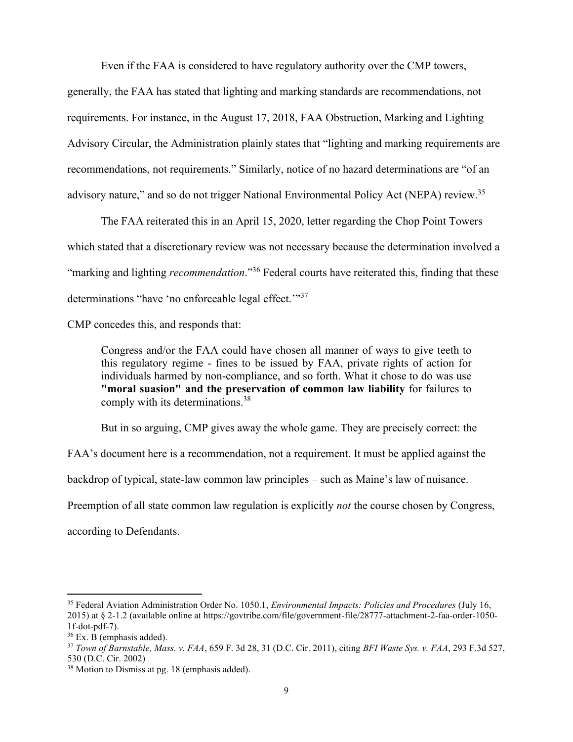Even if the FAA is considered to have regulatory authority over the CMP towers, generally, the FAA has stated that lighting and marking standards are recommendations, not requirements. For instance, in the August 17, 2018, FAA Obstruction, Marking and Lighting Advisory Circular, the Administration plainly states that "lighting and marking requirements are recommendations, not requirements." Similarly, notice of no hazard determinations are "of an advisory nature," and so do not trigger National Environmental Policy Act (NEPA) review.[35]

The FAA reiterated this in an April 15, 2020, letter regarding the Chop Point Towers which stated that a discretionary review was not necessary because the determination involved a "marking and lighting *recommendation*."[36] Federal courts have reiterated this, finding that these determinations "have 'no enforceable legal effect.'"[37]

CMP concedes this, and responds that:

> Congress and/or the FAA could have chosen all manner of ways to give teeth to this regulatory regime - fines to be issued by FAA, private rights of action for individuals harmed by non-compliance, and so forth. What it chose to do was use **"moral suasion" and the preservation of common law liability** for failures to comply with its determinations.[38]

But in so arguing, CMP gives away the whole game. They are precisely correct: the FAA's document here is a recommendation, not a requirement. It must be applied against the backdrop of typical, state-law common law principles – such as Maine's law of nuisance. Preemption of all state common law regulation is explicitly *not* the course chosen by Congress, according to Defendants.

---

[35] Federal Aviation Administration Order No. 1050.1, *Environmental Impacts: Policies and Procedures* (July 16, 2015) at § 2-1.2 (available online at https://govtribe.com/file/government-file/28777-attachment-2-faa-order-1050-1f-dot-pdf-7).

[36] Ex. B (emphasis added).

[37] *Town of Barnstable, Mass. v. FAA*, 659 F. 3d 28, 31 (D.C. Cir. 2011), citing *BFI Waste Sys. v. FAA*, 293 F.3d 527, 530 (D.C. Cir. 2002)

[38] Motion to Dismiss at pg. 18 (emphasis added).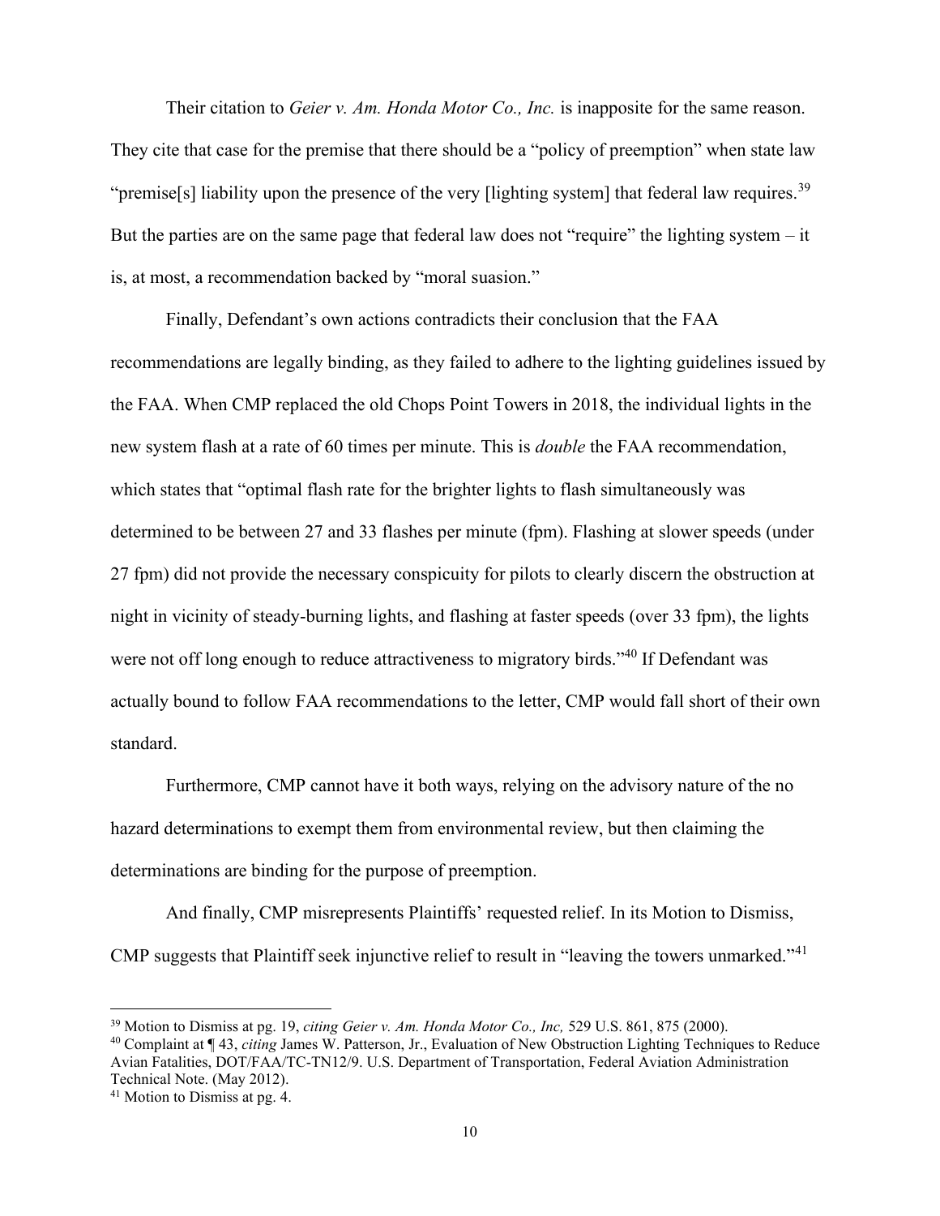Their citation to *Geier v. Am. Honda Motor Co., Inc.* is inapposite for the same reason. They cite that case for the premise that there should be a "policy of preemption" when state law "premise[s] liability upon the presence of the very [lighting system] that federal law requires.[39] But the parties are on the same page that federal law does not "require" the lighting system – it is, at most, a recommendation backed by "moral suasion."

Finally, Defendant's own actions contradicts their conclusion that the FAA recommendations are legally binding, as they failed to adhere to the lighting guidelines issued by the FAA. When CMP replaced the old Chops Point Towers in 2018, the individual lights in the new system flash at a rate of 60 times per minute. This is *double* the FAA recommendation, which states that "optimal flash rate for the brighter lights to flash simultaneously was determined to be between 27 and 33 flashes per minute (fpm). Flashing at slower speeds (under 27 fpm) did not provide the necessary conspicuity for pilots to clearly discern the obstruction at night in vicinity of steady-burning lights, and flashing at faster speeds (over 33 fpm), the lights were not off long enough to reduce attractiveness to migratory birds."[40] If Defendant was actually bound to follow FAA recommendations to the letter, CMP would fall short of their own standard.

Furthermore, CMP cannot have it both ways, relying on the advisory nature of the no hazard determinations to exempt them from environmental review, but then claiming the determinations are binding for the purpose of preemption.

And finally, CMP misrepresents Plaintiffs' requested relief. In its Motion to Dismiss, CMP suggests that Plaintiff seek injunctive relief to result in "leaving the towers unmarked."[41]

---

[39] Motion to Dismiss at pg. 19, *citing Geier v. Am. Honda Motor Co., Inc,* 529 U.S. 861, 875 (2000).

[40] Complaint at ¶ 43, *citing* James W. Patterson, Jr., Evaluation of New Obstruction Lighting Techniques to Reduce Avian Fatalities, DOT/FAA/TC-TN12/9. U.S. Department of Transportation, Federal Aviation Administration Technical Note. (May 2012).

[41] Motion to Dismiss at pg. 4.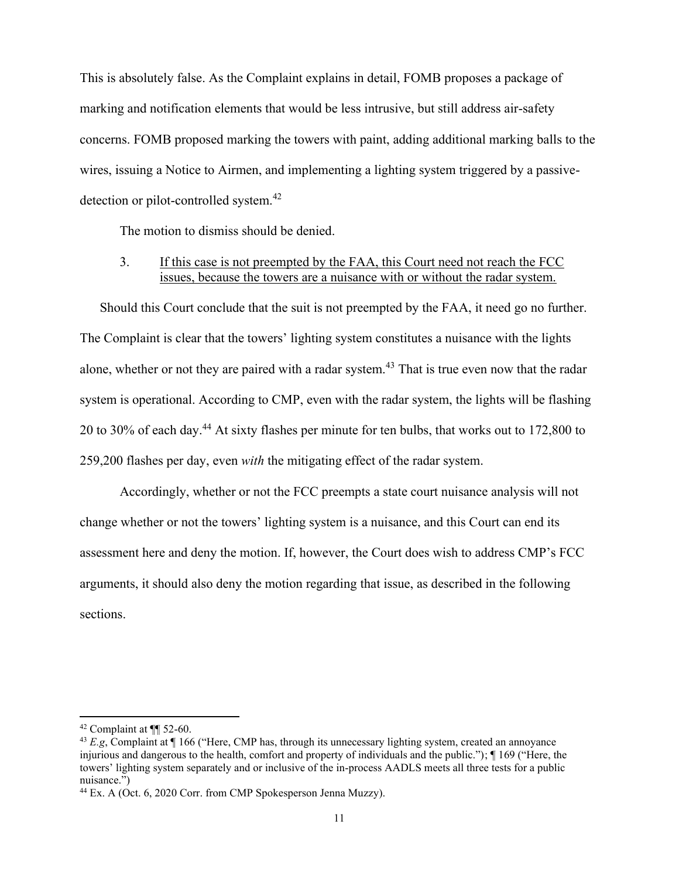This is absolutely false. As the Complaint explains in detail, FOMB proposes a package of marking and notification elements that would be less intrusive, but still address air-safety concerns. FOMB proposed marking the towers with paint, adding additional marking balls to the wires, issuing a Notice to Airmen, and implementing a lighting system triggered by a passive-detection or pilot-controlled system.[42]

The motion to dismiss should be denied.

3. <u>If this case is not preempted by the FAA, this Court need not reach the FCC issues, because the towers are a nuisance with or without the radar system.</u>

Should this Court conclude that the suit is not preempted by the FAA, it need go no further. The Complaint is clear that the towers' lighting system constitutes a nuisance with the lights alone, whether or not they are paired with a radar system.[43] That is true even now that the radar system is operational. According to CMP, even with the radar system, the lights will be flashing 20 to 30% of each day.[44] At sixty flashes per minute for ten bulbs, that works out to 172,800 to 259,200 flashes per day, even *with* the mitigating effect of the radar system.

Accordingly, whether or not the FCC preempts a state court nuisance analysis will not change whether or not the towers' lighting system is a nuisance, and this Court can end its assessment here and deny the motion. If, however, the Court does wish to address CMP's FCC arguments, it should also deny the motion regarding that issue, as described in the following sections.

---

[42] Complaint at ¶¶ 52-60.

[43] *E.g*, Complaint at ¶ 166 ("Here, CMP has, through its unnecessary lighting system, created an annoyance injurious and dangerous to the health, comfort and property of individuals and the public."); ¶ 169 ("Here, the towers' lighting system separately and or inclusive of the in-process AADLS meets all three tests for a public nuisance.")

[44] Ex. A (Oct. 6, 2020 Corr. from CMP Spokesperson Jenna Muzzy).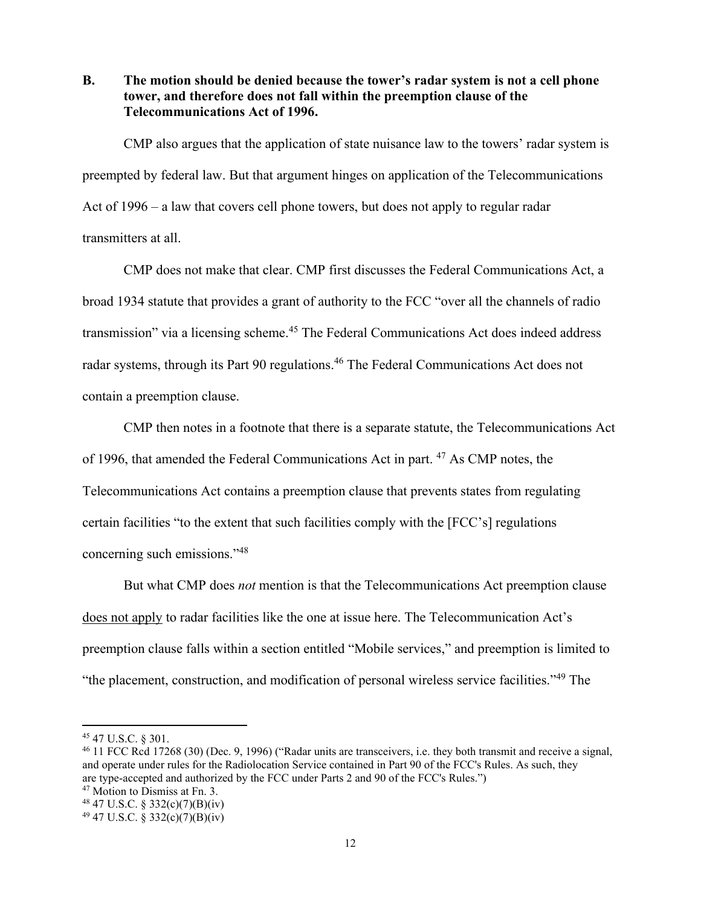## B. The motion should be denied because the tower's radar system is not a cell phone tower, and therefore does not fall within the preemption clause of the Telecommunications Act of 1996.

CMP also argues that the application of state nuisance law to the towers' radar system is preempted by federal law. But that argument hinges on application of the Telecommunications Act of 1996 – a law that covers cell phone towers, but does not apply to regular radar transmitters at all.

CMP does not make that clear. CMP first discusses the Federal Communications Act, a broad 1934 statute that provides a grant of authority to the FCC "over all the channels of radio transmission" via a licensing scheme.[45] The Federal Communications Act does indeed address radar systems, through its Part 90 regulations.[46] The Federal Communications Act does not contain a preemption clause.

CMP then notes in a footnote that there is a separate statute, the Telecommunications Act of 1996, that amended the Federal Communications Act in part. [47] As CMP notes, the Telecommunications Act contains a preemption clause that prevents states from regulating certain facilities "to the extent that such facilities comply with the [FCC's] regulations concerning such emissions."[48]

But what CMP does *not* mention is that the Telecommunications Act preemption clause <u>does not apply</u> to radar facilities like the one at issue here. The Telecommunication Act's preemption clause falls within a section entitled "Mobile services," and preemption is limited to "the placement, construction, and modification of personal wireless service facilities."[49] The

---

[45] 47 U.S.C. § 301.

[46] 11 FCC Rcd 17268 (30) (Dec. 9, 1996) ("Radar units are transceivers, i.e. they both transmit and receive a signal, and operate under rules for the Radiolocation Service contained in Part 90 of the FCC's Rules. As such, they are type-accepted and authorized by the FCC under Parts 2 and 90 of the FCC's Rules.")

[47] Motion to Dismiss at Fn. 3.

[48] 47 U.S.C. § 332(c)(7)(B)(iv)

[49] 47 U.S.C. § 332(c)(7)(B)(iv)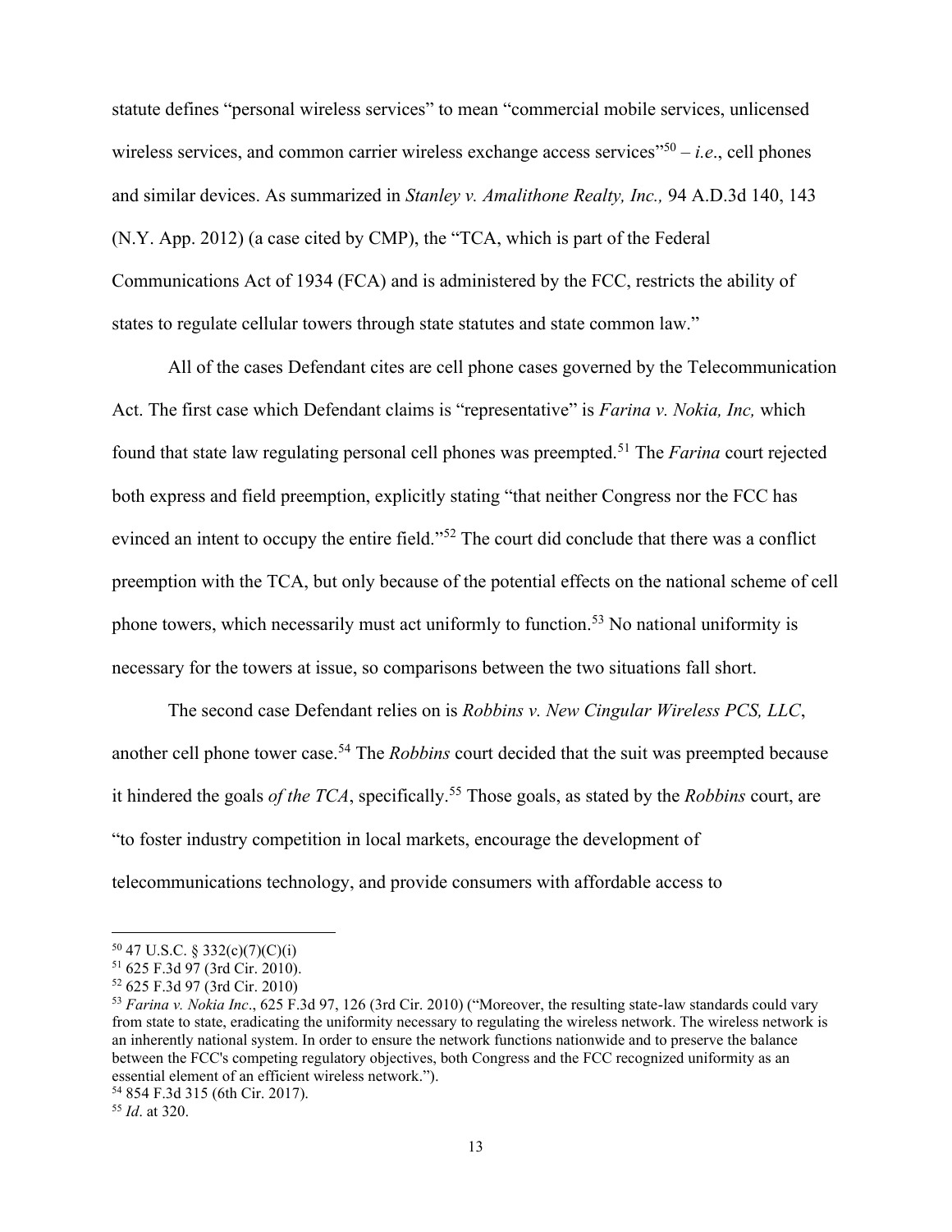statute defines "personal wireless services" to mean "commercial mobile services, unlicensed wireless services, and common carrier wireless exchange access services"[50] – *i.e*., cell phones and similar devices. As summarized in *Stanley v. Amalithone Realty, Inc.,* 94 A.D.3d 140, 143 (N.Y. App. 2012) (a case cited by CMP), the "TCA, which is part of the Federal Communications Act of 1934 (FCA) and is administered by the FCC, restricts the ability of states to regulate cellular towers through state statutes and state common law."

All of the cases Defendant cites are cell phone cases governed by the Telecommunication Act. The first case which Defendant claims is "representative" is *Farina v. Nokia, Inc,* which found that state law regulating personal cell phones was preempted.[51] The *Farina* court rejected both express and field preemption, explicitly stating "that neither Congress nor the FCC has evinced an intent to occupy the entire field."[52] The court did conclude that there was a conflict preemption with the TCA, but only because of the potential effects on the national scheme of cell phone towers, which necessarily must act uniformly to function.[53] No national uniformity is necessary for the towers at issue, so comparisons between the two situations fall short.

The second case Defendant relies on is *Robbins v. New Cingular Wireless PCS, LLC*, another cell phone tower case.[54] The *Robbins* court decided that the suit was preempted because it hindered the goals *of the TCA*, specifically.[55] Those goals, as stated by the *Robbins* court, are "to foster industry competition in local markets, encourage the development of telecommunications technology, and provide consumers with affordable access to

---

[50] 47 U.S.C. § 332(c)(7)(C)(i)

[51] 625 F.3d 97 (3rd Cir. 2010).

[52] 625 F.3d 97 (3rd Cir. 2010)

[53] *Farina v. Nokia Inc*., 625 F.3d 97, 126 (3rd Cir. 2010) ("Moreover, the resulting state-law standards could vary from state to state, eradicating the uniformity necessary to regulating the wireless network. The wireless network is an inherently national system. In order to ensure the network functions nationwide and to preserve the balance between the FCC's competing regulatory objectives, both Congress and the FCC recognized uniformity as an essential element of an efficient wireless network.").

[54] 854 F.3d 315 (6th Cir. 2017).

[55] *Id*. at 320.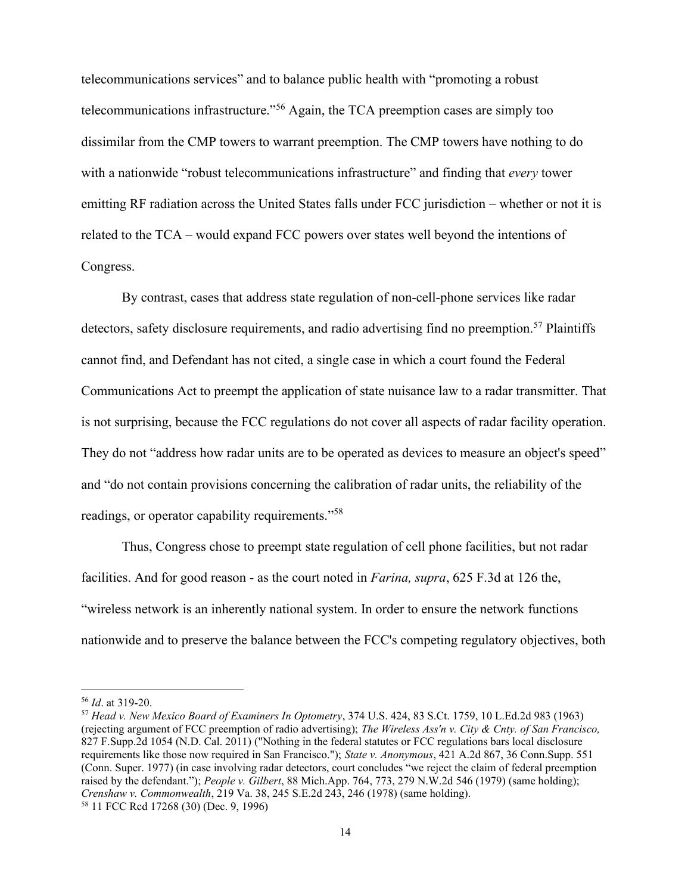telecommunications services" and to balance public health with "promoting a robust telecommunications infrastructure."[56] Again, the TCA preemption cases are simply too dissimilar from the CMP towers to warrant preemption. The CMP towers have nothing to do with a nationwide "robust telecommunications infrastructure" and finding that *every* tower emitting RF radiation across the United States falls under FCC jurisdiction – whether or not it is related to the TCA – would expand FCC powers over states well beyond the intentions of Congress.

By contrast, cases that address state regulation of non-cell-phone services like radar detectors, safety disclosure requirements, and radio advertising find no preemption.[57] Plaintiffs cannot find, and Defendant has not cited, a single case in which a court found the Federal Communications Act to preempt the application of state nuisance law to a radar transmitter. That is not surprising, because the FCC regulations do not cover all aspects of radar facility operation. They do not "address how radar units are to be operated as devices to measure an object's speed" and "do not contain provisions concerning the calibration of radar units, the reliability of the readings, or operator capability requirements."[58]

Thus, Congress chose to preempt state regulation of cell phone facilities, but not radar facilities. And for good reason - as the court noted in *Farina, supra*, 625 F.3d at 126 the, "wireless network is an inherently national system. In order to ensure the network functions nationwide and to preserve the balance between the FCC's competing regulatory objectives, both

---

[56] *Id*. at 319-20.

[57] *Head v. New Mexico Board of Examiners In Optometry*, 374 U.S. 424, 83 S.Ct. 1759, 10 L.Ed.2d 983 (1963) (rejecting argument of FCC preemption of radio advertising); *The Wireless Ass'n v. City & Cnty. of San Francisco,* 827 F.Supp.2d 1054 (N.D. Cal. 2011) ("Nothing in the federal statutes or FCC regulations bars local disclosure requirements like those now required in San Francisco."); *State v. Anonymous*, 421 A.2d 867, 36 Conn.Supp. 551 (Conn. Super. 1977) (in case involving radar detectors, court concludes "we reject the claim of federal preemption raised by the defendant."); *People v. Gilbert*, 88 Mich.App. 764, 773, 279 N.W.2d 546 (1979) (same holding); *Crenshaw v. Commonwealth*, 219 Va. 38, 245 S.E.2d 243, 246 (1978) (same holding).

[58] 11 FCC Rcd 17268 (30) (Dec. 9, 1996)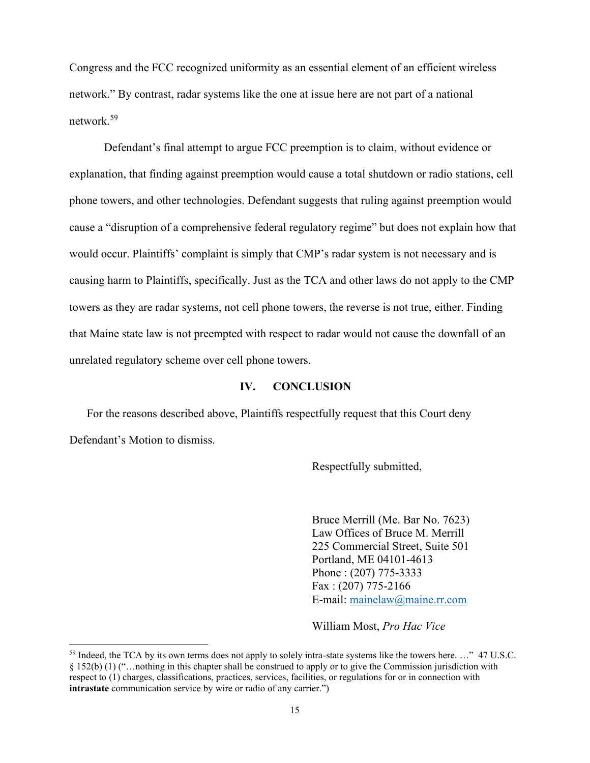Congress and the FCC recognized uniformity as an essential element of an efficient wireless network." By contrast, radar systems like the one at issue here are not part of a national network.[59]

Defendant's final attempt to argue FCC preemption is to claim, without evidence or explanation, that finding against preemption would cause a total shutdown or radio stations, cell phone towers, and other technologies. Defendant suggests that ruling against preemption would cause a "disruption of a comprehensive federal regulatory regime" but does not explain how that would occur. Plaintiffs' complaint is simply that CMP's radar system is not necessary and is causing harm to Plaintiffs, specifically. Just as the TCA and other laws do not apply to the CMP towers as they are radar systems, not cell phone towers, the reverse is not true, either. Finding that Maine state law is not preempted with respect to radar would not cause the downfall of an unrelated regulatory scheme over cell phone towers.

## IV. CONCLUSION

For the reasons described above, Plaintiffs respectfully request that this Court deny Defendant's Motion to dismiss.

Respectfully submitted,

Bruce Merrill (Me. Bar No. 7623)
Law Offices of Bruce M. Merrill
225 Commercial Street, Suite 501
Portland, ME 04101-4613
Phone : (207) 775-3333
Fax : (207) 775-2166
E-mail: mainelaw@maine.rr.com

William Most, *Pro Hac Vice*

---

[59] Indeed, the TCA by its own terms does not apply to solely intra-state systems like the towers here. …" 47 U.S.C. § 152(b) (1) ("…nothing in this chapter shall be construed to apply or to give the Commission jurisdiction with respect to (1) charges, classifications, practices, services, facilities, or regulations for or in connection with **intrastate** communication service by wire or radio of any carrier.")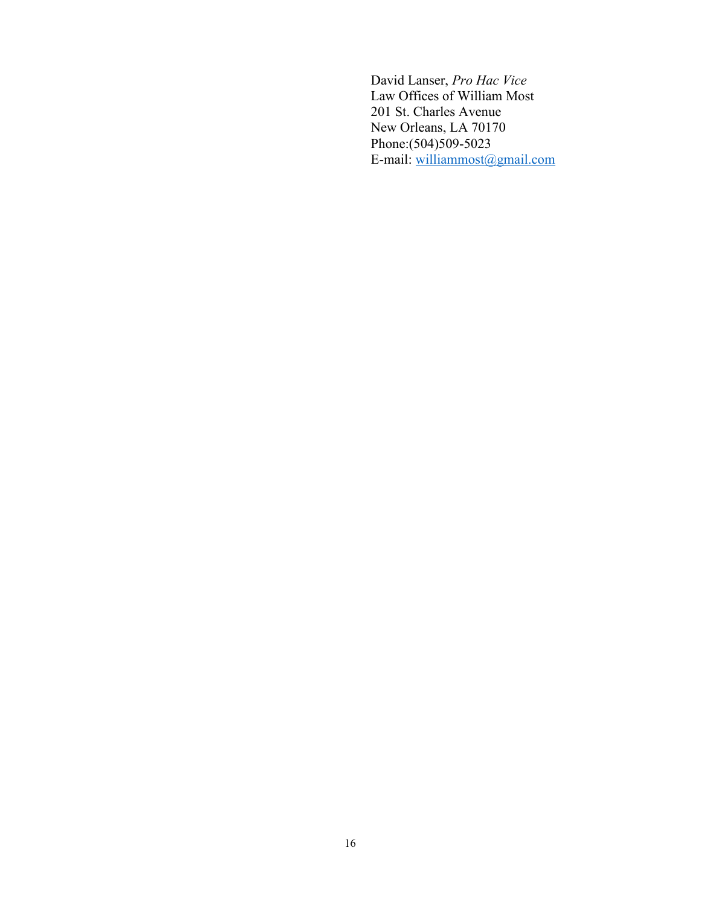David Lanser, *Pro Hac Vice*
Law Offices of William Most
201 St. Charles Avenue
New Orleans, LA 70170
Phone:(504)509-5023
E-mail: williammost@gmail.com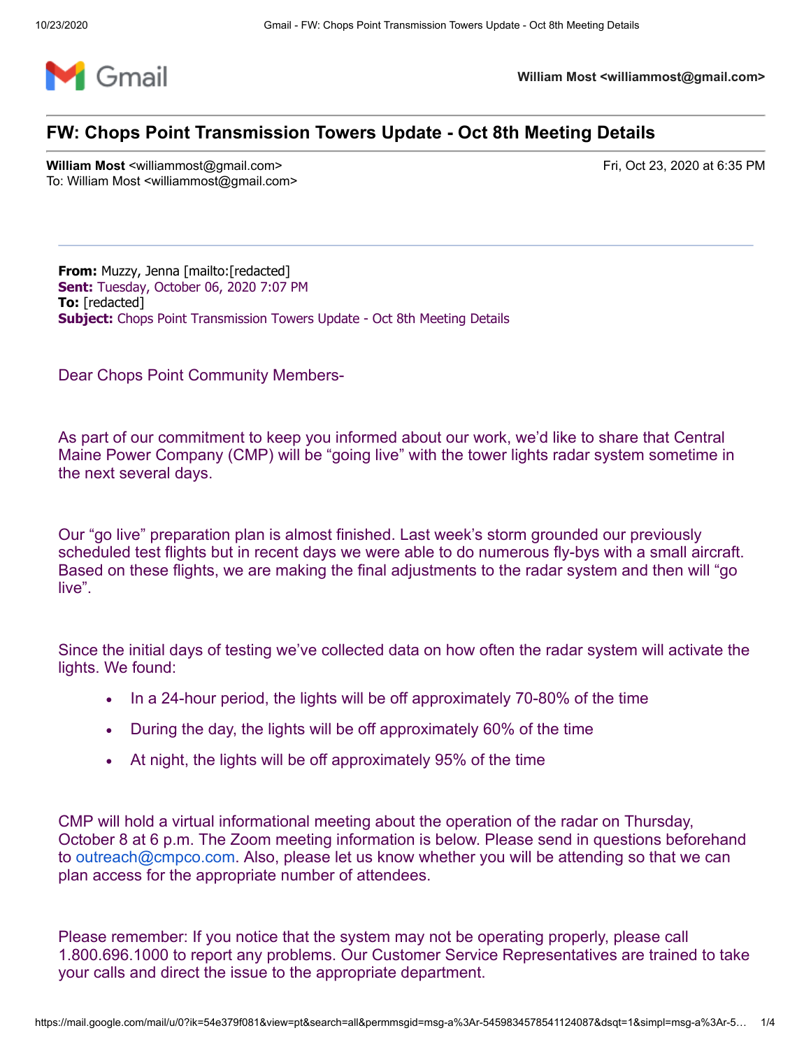William Most <williammost@gmail.com>

# FW: Chops Point Transmission Towers Update - Oct 8th Meeting Details

**William Most** <williammost@gmail.com>
To: William Most <williammost@gmail.com>

Fri, Oct 23, 2020 at 6:35 PM

---

**From:** Muzzy, Jenna [mailto:[redacted]
**Sent:** Tuesday, October 06, 2020 7:07 PM
**To:** [redacted]
**Subject:** Chops Point Transmission Towers Update - Oct 8th Meeting Details

Dear Chops Point Community Members-

As part of our commitment to keep you informed about our work, we'd like to share that Central Maine Power Company (CMP) will be "going live" with the tower lights radar system sometime in the next several days.

Our "go live" preparation plan is almost finished. Last week's storm grounded our previously scheduled test flights but in recent days we were able to do numerous fly-bys with a small aircraft. Based on these flights, we are making the final adjustments to the radar system and then will "go live".

Since the initial days of testing we've collected data on how often the radar system will activate the lights. We found:

- In a 24-hour period, the lights will be off approximately 70-80% of the time
- During the day, the lights will be off approximately 60% of the time
- At night, the lights will be off approximately 95% of the time

CMP will hold a virtual informational meeting about the operation of the radar on Thursday, October 8 at 6 p.m. The Zoom meeting information is below. Please send in questions beforehand to outreach@cmpco.com. Also, please let us know whether you will be attending so that we can plan access for the appropriate number of attendees.

Please remember: If you notice that the system may not be operating properly, please call 1.800.696.1000 to report any problems. Our Customer Service Representatives are trained to take your calls and direct the issue to the appropriate department.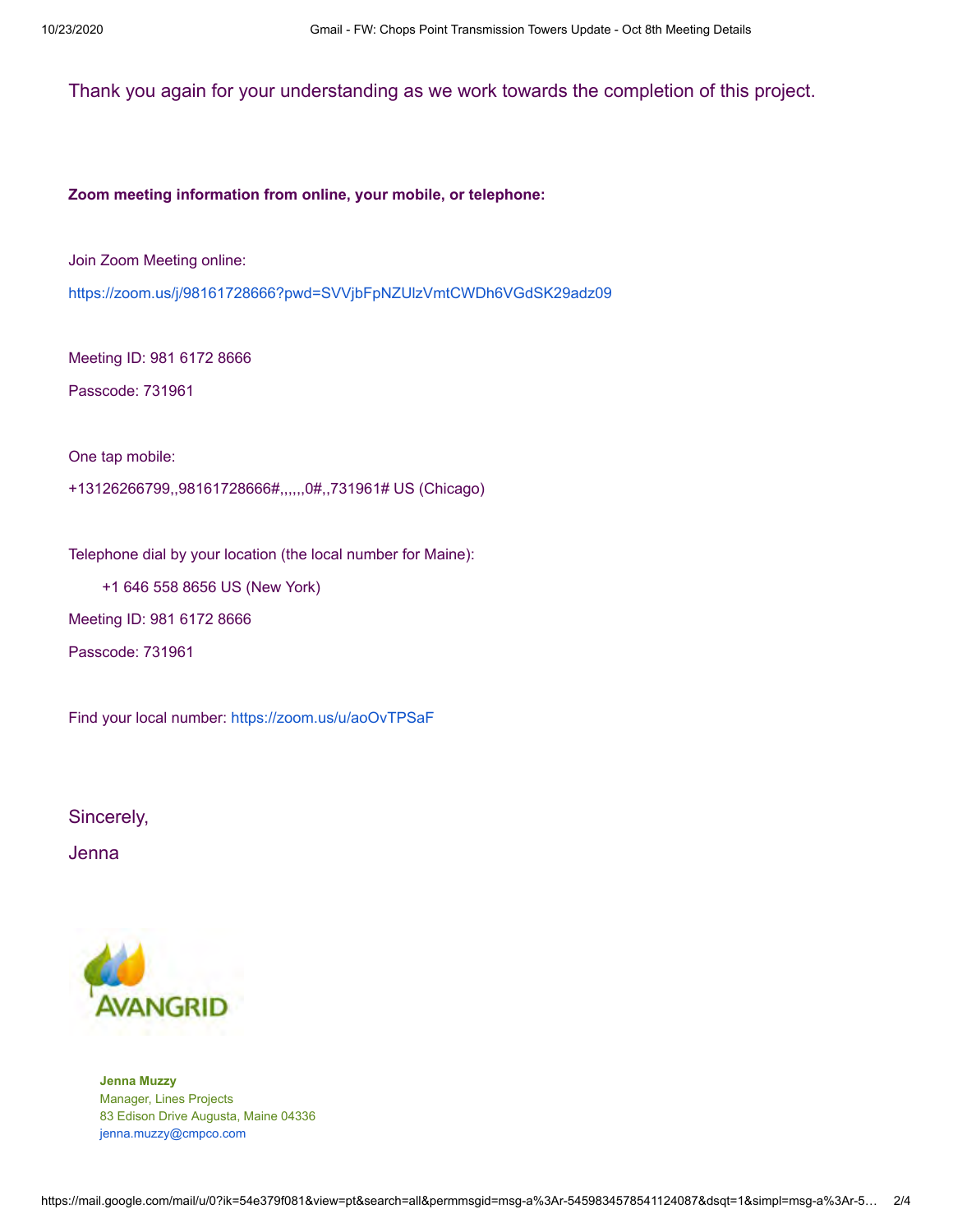Thank you again for your understanding as we work towards the completion of this project.

**Zoom meeting information from online, your mobile, or telephone:**

Join Zoom Meeting online:

https://zoom.us/j/98161728666?pwd=SVVjbFpNZUlzVmtCWDh6VGdSK29adz09

Meeting ID: 981 6172 8666

Passcode: 731961

One tap mobile:

+13126266799,,98161728666#,,,,,,0#,,731961# US (Chicago)

Telephone dial by your location (the local number for Maine):

+1 646 558 8656 US (New York)

Meeting ID: 981 6172 8666

Passcode: 731961

Find your local number: https://zoom.us/u/aoOvTPSaF

Sincerely,

Jenna

AVANGRID

**Jenna Muzzy**
Manager, Lines Projects
83 Edison Drive Augusta, Maine 04336
jenna.muzzy@cmpco.com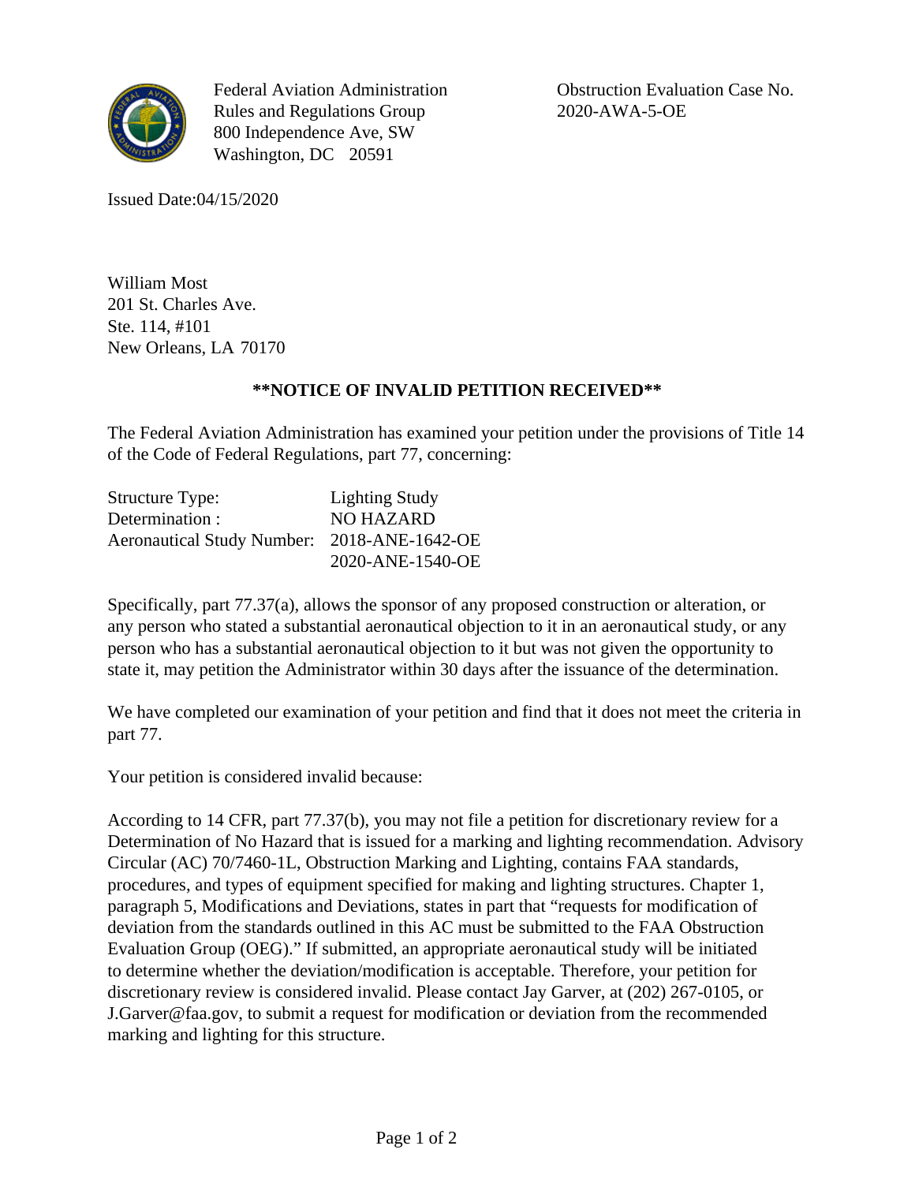Federal Aviation Administration
Rules and Regulations Group
800 Independence Ave, SW
Washington, DC 20591

Obstruction Evaluation Case No.
2020-AWA-5-OE

Issued Date:04/15/2020

William Most
201 St. Charles Ave.
Ste. 114, #101
New Orleans, LA 70170

**NOTICE OF INVALID PETITION RECEIVED**

The Federal Aviation Administration has examined your petition under the provisions of Title 14 of the Code of Federal Regulations, part 77, concerning:

| | |
|---|---|
| Structure Type: | Lighting Study |
| Determination : | NO HAZARD |
| Aeronautical Study Number: | 2018-ANE-1642-OE |
| | 2020-ANE-1540-OE |

Specifically, part 77.37(a), allows the sponsor of any proposed construction or alteration, or any person who stated a substantial aeronautical objection to it in an aeronautical study, or any person who has a substantial aeronautical objection to it but was not given the opportunity to state it, may petition the Administrator within 30 days after the issuance of the determination.

We have completed our examination of your petition and find that it does not meet the criteria in part 77.

Your petition is considered invalid because:

According to 14 CFR, part 77.37(b), you may not file a petition for discretionary review for a Determination of No Hazard that is issued for a marking and lighting recommendation. Advisory Circular (AC) 70/7460-1L, Obstruction Marking and Lighting, contains FAA standards, procedures, and types of equipment specified for making and lighting structures. Chapter 1, paragraph 5, Modifications and Deviations, states in part that "requests for modification of deviation from the standards outlined in this AC must be submitted to the FAA Obstruction Evaluation Group (OEG)." If submitted, an appropriate aeronautical study will be initiated to determine whether the deviation/modification is acceptable. Therefore, your petition for discretionary review is considered invalid. Please contact Jay Garver, at (202) 267-0105, or J.Garver@faa.gov, to submit a request for modification or deviation from the recommended marking and lighting for this structure.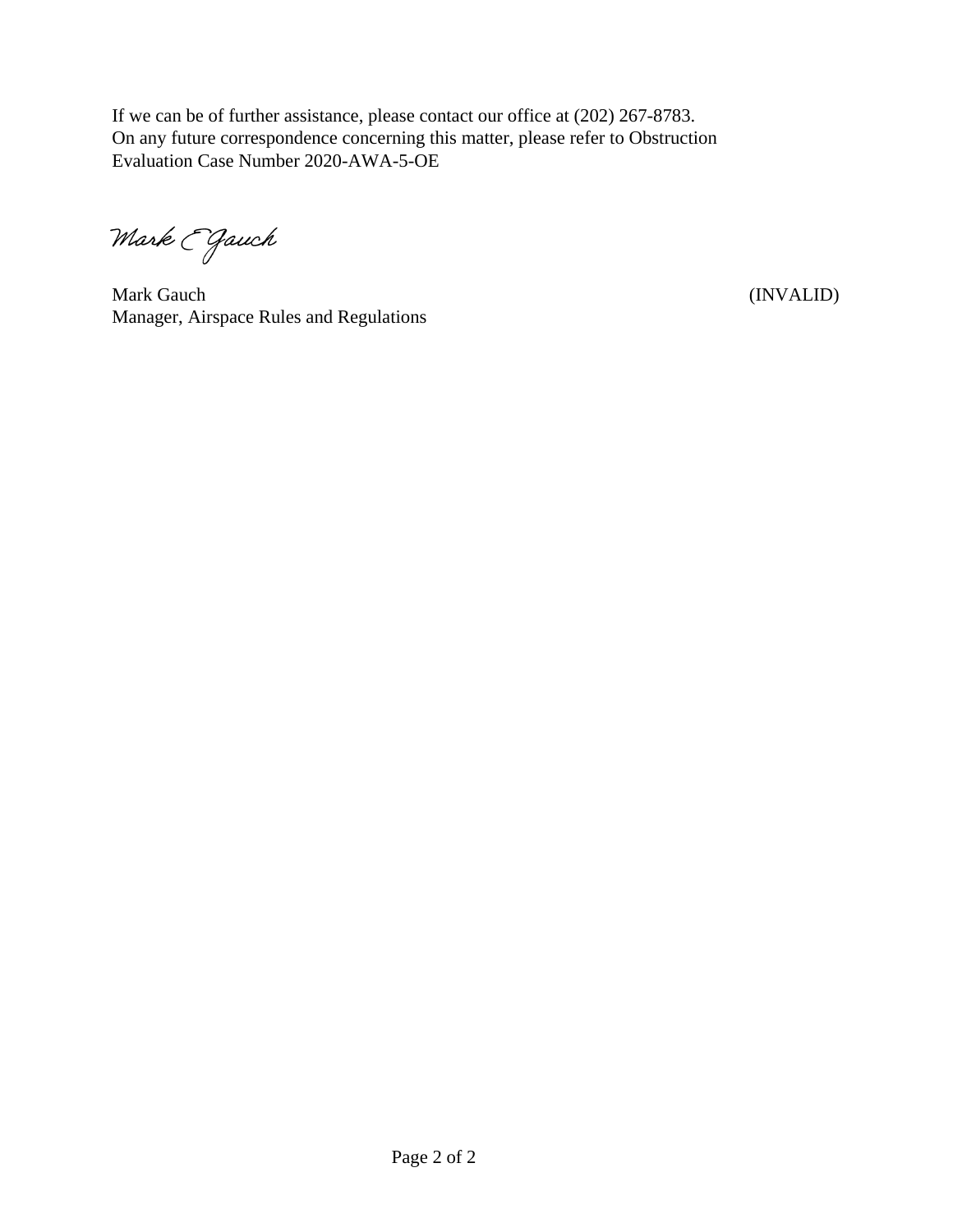If we can be of further assistance, please contact our office at (202) 267-8783.
On any future correspondence concerning this matter, please refer to Obstruction Evaluation Case Number 2020-AWA-5-OE

Mark E Gauch

Mark Gauch (INVALID)
Manager, Airspace Rules and Regulations